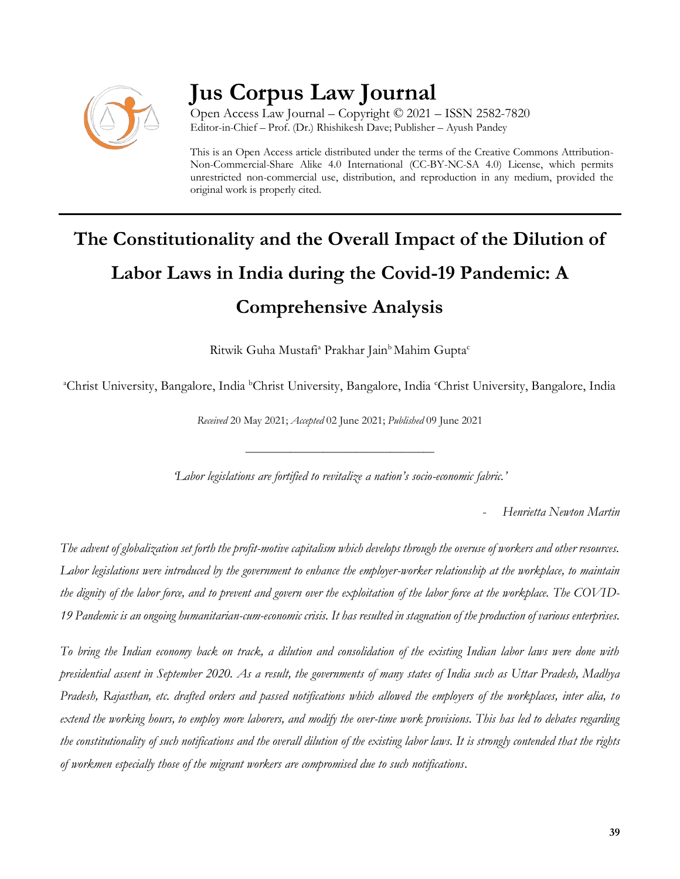# Jus Corpus Law Journal

Open Access Law Journal – Copyright © 2021 – ISSN 2582-7820
Editor-in-Chief – Prof. (Dr.) Rhishikesh Dave; Publisher – Ayush Pandey

This is an Open Access article distributed under the terms of the Creative Commons Attribution-Non-Commercial-Share Alike 4.0 International (CC-BY-NC-SA 4.0) License, which permits unrestricted non-commercial use, distribution, and reproduction in any medium, provided the original work is properly cited.

## The Constitutionality and the Overall Impact of the Dilution of Labor Laws in India during the Covid-19 Pandemic: A Comprehensive Analysis

Ritwik Guha Mustafi[a] Prakhar Jain[b] Mahim Gupta[c]

[a]Christ University, Bangalore, India [b]Christ University, Bangalore, India [c]Christ University, Bangalore, India

*Received* 20 May 2021; *Accepted* 02 June 2021; *Published* 09 June 2021

---

*'Labor legislations are fortified to revitalize a nation's socio-economic fabric.'*

*- Henrietta Newton Martin*

*The advent of globalization set forth the profit-motive capitalism which develops through the overuse of workers and other resources. Labor legislations were introduced by the government to enhance the employer-worker relationship at the workplace, to maintain the dignity of the labor force, and to prevent and govern over the exploitation of the labor force at the workplace. The COVID-19 Pandemic is an ongoing humanitarian-cum-economic crisis. It has resulted in stagnation of the production of various enterprises.*

*To bring the Indian economy back on track, a dilution and consolidation of the existing Indian labor laws were done with presidential assent in September 2020. As a result, the governments of many states of India such as Uttar Pradesh, Madhya Pradesh, Rajasthan, etc. drafted orders and passed notifications which allowed the employers of the workplaces, inter alia, to extend the working hours, to employ more laborers, and modify the over-time work provisions. This has led to debates regarding the constitutionality of such notifications and the overall dilution of the existing labor laws. It is strongly contended that the rights of workmen especially those of the migrant workers are compromised due to such notifications.*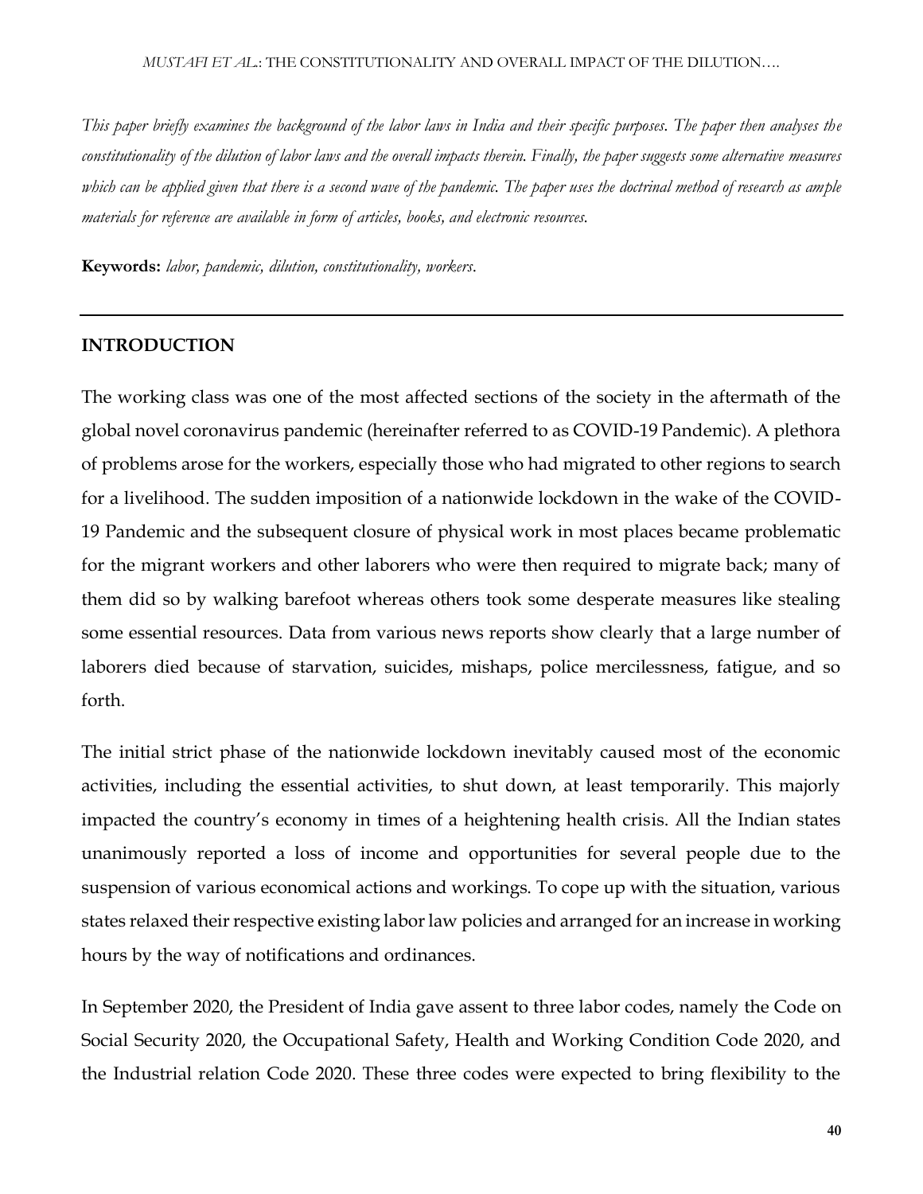*This paper briefly examines the background of the labor laws in India and their specific purposes. The paper then analyses the constitutionality of the dilution of labor laws and the overall impacts therein. Finally, the paper suggests some alternative measures which can be applied given that there is a second wave of the pandemic. The paper uses the doctrinal method of research as ample materials for reference are available in form of articles, books, and electronic resources.*

**Keywords:** *labor, pandemic, dilution, constitutionality, workers.*

---

## INTRODUCTION

The working class was one of the most affected sections of the society in the aftermath of the global novel coronavirus pandemic (hereinafter referred to as COVID-19 Pandemic). A plethora of problems arose for the workers, especially those who had migrated to other regions to search for a livelihood. The sudden imposition of a nationwide lockdown in the wake of the COVID-19 Pandemic and the subsequent closure of physical work in most places became problematic for the migrant workers and other laborers who were then required to migrate back; many of them did so by walking barefoot whereas others took some desperate measures like stealing some essential resources. Data from various news reports show clearly that a large number of laborers died because of starvation, suicides, mishaps, police mercilessness, fatigue, and so forth.

The initial strict phase of the nationwide lockdown inevitably caused most of the economic activities, including the essential activities, to shut down, at least temporarily. This majorly impacted the country's economy in times of a heightening health crisis. All the Indian states unanimously reported a loss of income and opportunities for several people due to the suspension of various economical actions and workings. To cope up with the situation, various states relaxed their respective existing labor law policies and arranged for an increase in working hours by the way of notifications and ordinances.

In September 2020, the President of India gave assent to three labor codes, namely the Code on Social Security 2020, the Occupational Safety, Health and Working Condition Code 2020, and the Industrial relation Code 2020. These three codes were expected to bring flexibility to the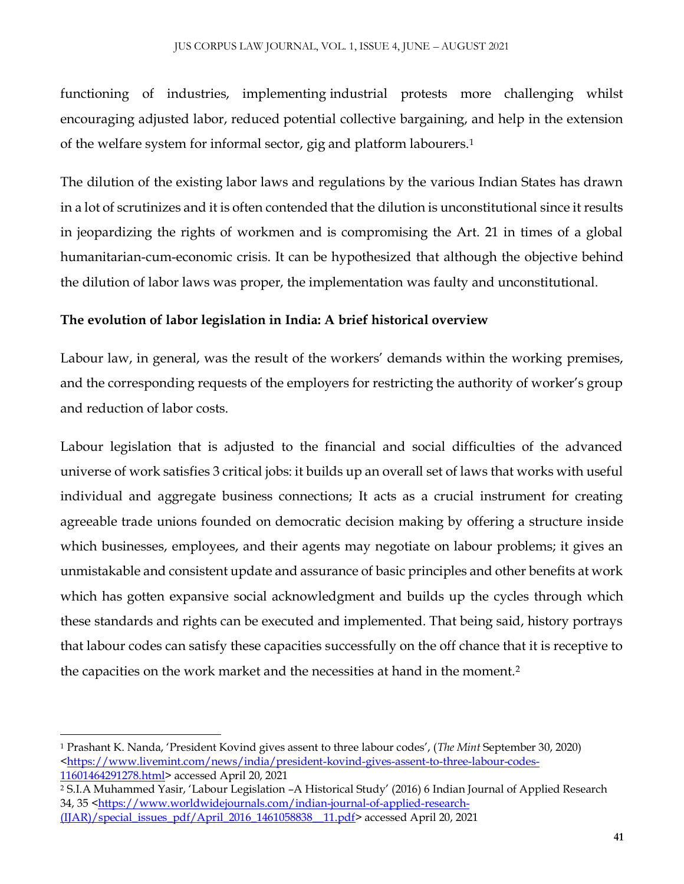functioning of industries, implementing industrial protests more challenging whilst encouraging adjusted labor, reduced potential collective bargaining, and help in the extension of the welfare system for informal sector, gig and platform labourers.[1]

The dilution of the existing labor laws and regulations by the various Indian States has drawn in a lot of scrutinizes and it is often contended that the dilution is unconstitutional since it results in jeopardizing the rights of workmen and is compromising the Art. 21 in times of a global humanitarian-cum-economic crisis. It can be hypothesized that although the objective behind the dilution of labor laws was proper, the implementation was faulty and unconstitutional.

**The evolution of labor legislation in India: A brief historical overview**

Labour law, in general, was the result of the workers' demands within the working premises, and the corresponding requests of the employers for restricting the authority of worker's group and reduction of labor costs.

Labour legislation that is adjusted to the financial and social difficulties of the advanced universe of work satisfies 3 critical jobs: it builds up an overall set of laws that works with useful individual and aggregate business connections; It acts as a crucial instrument for creating agreeable trade unions founded on democratic decision making by offering a structure inside which businesses, employees, and their agents may negotiate on labour problems; it gives an unmistakable and consistent update and assurance of basic principles and other benefits at work which has gotten expansive social acknowledgment and builds up the cycles through which these standards and rights can be executed and implemented. That being said, history portrays that labour codes can satisfy these capacities successfully on the off chance that it is receptive to the capacities on the work market and the necessities at hand in the moment.[2]

---

[1] Prashant K. Nanda, 'President Kovind gives assent to three labour codes', (*The Mint* September 30, 2020) <https://www.livemint.com/news/india/president-kovind-gives-assent-to-three-labour-codes-11601464291278.html> accessed April 20, 2021

[2] S.I.A Muhammed Yasir, 'Labour Legislation –A Historical Study' (2016) 6 Indian Journal of Applied Research 34, 35 <https://www.worldwidejournals.com/indian-journal-of-applied-research-(IJAR)/special_issues_pdf/April_2016_1461058838__11.pdf> accessed April 20, 2021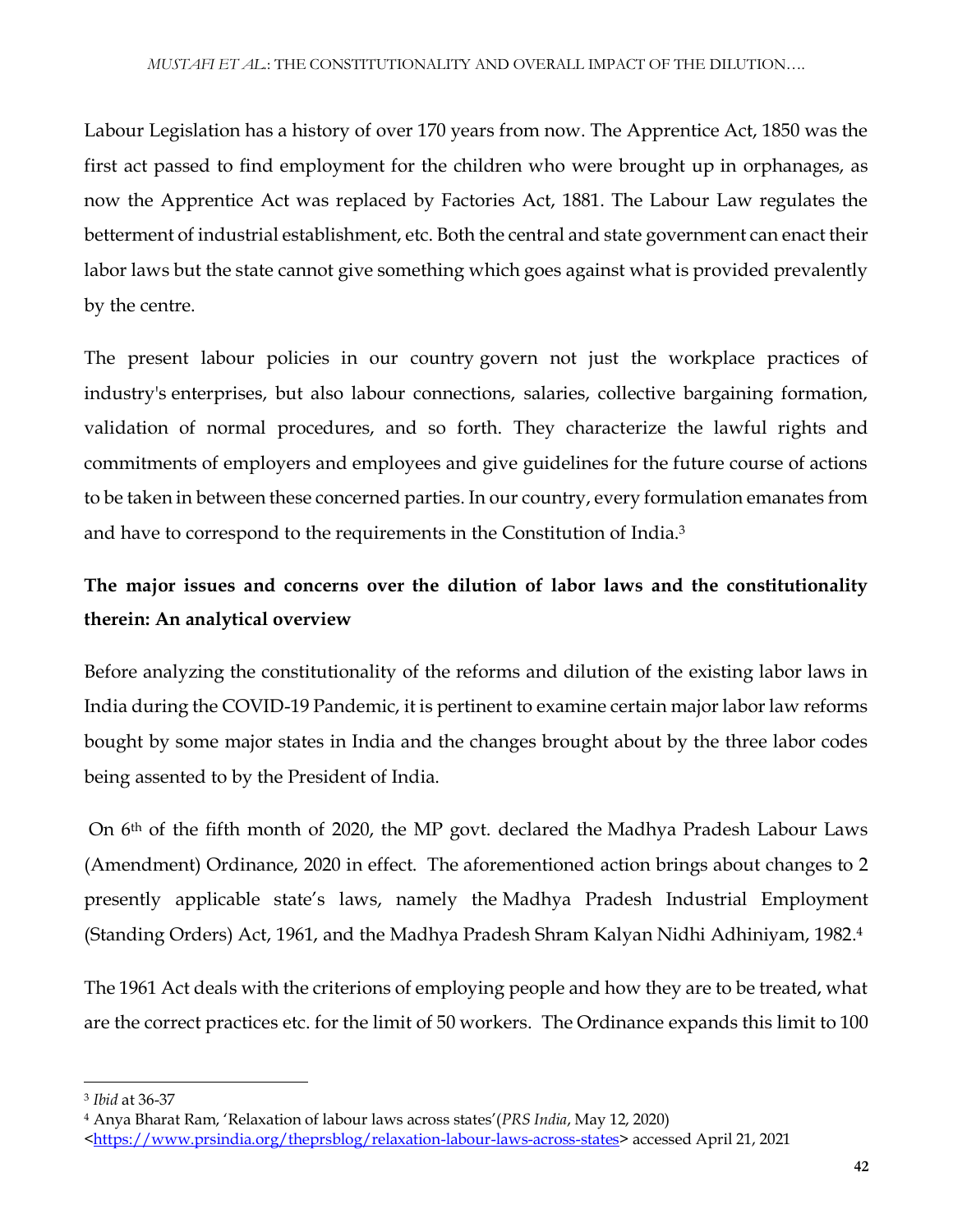Labour Legislation has a history of over 170 years from now. The Apprentice Act, 1850 was the first act passed to find employment for the children who were brought up in orphanages, as now the Apprentice Act was replaced by Factories Act, 1881. The Labour Law regulates the betterment of industrial establishment, etc. Both the central and state government can enact their labor laws but the state cannot give something which goes against what is provided prevalently by the centre.

The present labour policies in our country govern not just the workplace practices of industry's enterprises, but also labour connections, salaries, collective bargaining formation, validation of normal procedures, and so forth. They characterize the lawful rights and commitments of employers and employees and give guidelines for the future course of actions to be taken in between these concerned parties. In our country, every formulation emanates from and have to correspond to the requirements in the Constitution of India.[3]

## The major issues and concerns over the dilution of labor laws and the constitutionality therein: An analytical overview

Before analyzing the constitutionality of the reforms and dilution of the existing labor laws in India during the COVID-19 Pandemic, it is pertinent to examine certain major labor law reforms bought by some major states in India and the changes brought about by the three labor codes being assented to by the President of India.

On 6th of the fifth month of 2020, the MP govt. declared the Madhya Pradesh Labour Laws (Amendment) Ordinance, 2020 in effect. The aforementioned action brings about changes to 2 presently applicable state's laws, namely the Madhya Pradesh Industrial Employment (Standing Orders) Act, 1961, and the Madhya Pradesh Shram Kalyan Nidhi Adhiniyam, 1982.[4]

The 1961 Act deals with the criterions of employing people and how they are to be treated, what are the correct practices etc. for the limit of 50 workers. The Ordinance expands this limit to 100

---

[3] *Ibid* at 36-37

[4] Anya Bharat Ram, 'Relaxation of labour laws across states'(*PRS India*, May 12, 2020) <https://www.prsindia.org/theprsblog/relaxation-labour-laws-across-states> accessed April 21, 2021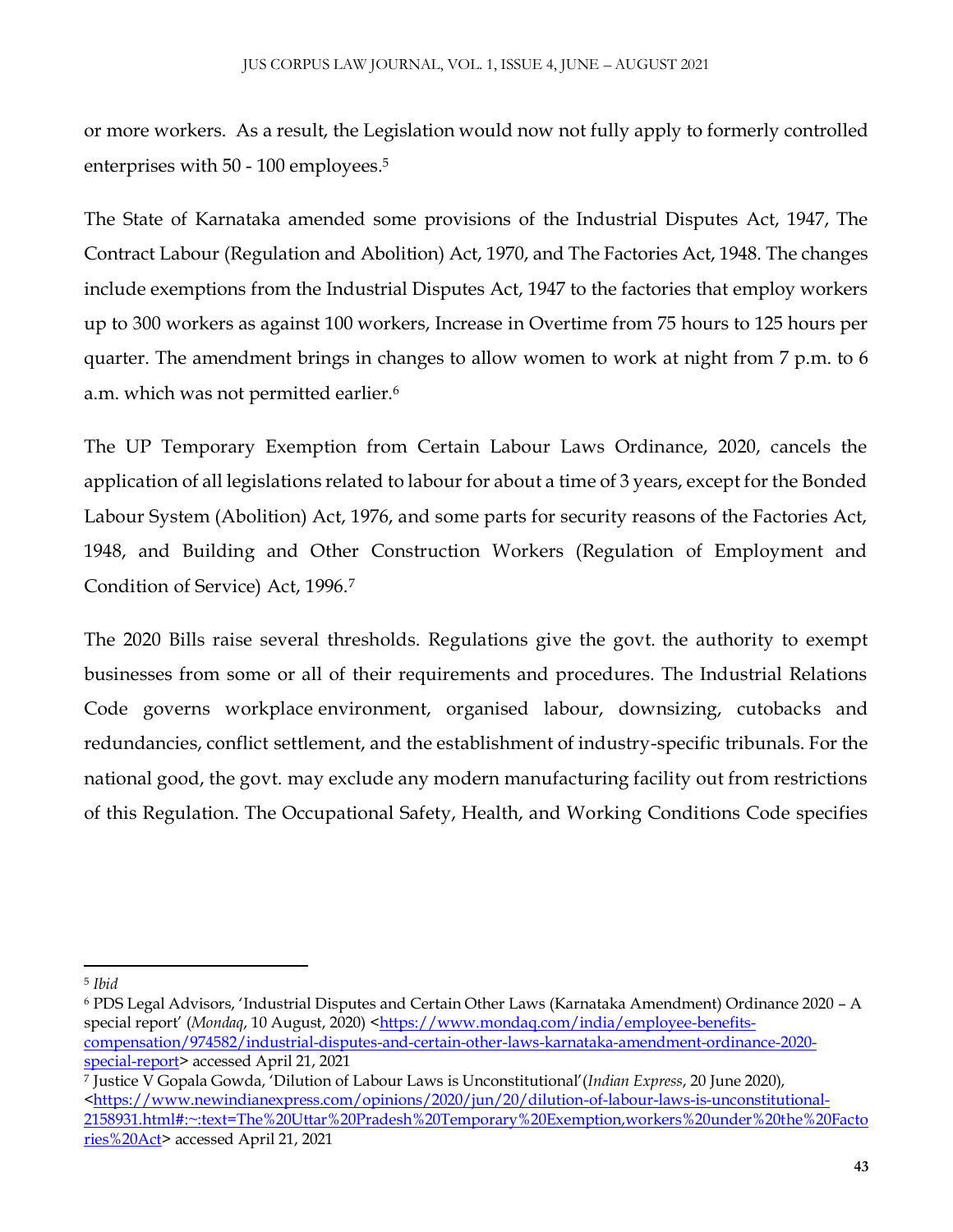or more workers. As a result, the Legislation would now not fully apply to formerly controlled enterprises with 50 - 100 employees.[5]

The State of Karnataka amended some provisions of the Industrial Disputes Act, 1947, The Contract Labour (Regulation and Abolition) Act, 1970, and The Factories Act, 1948. The changes include exemptions from the Industrial Disputes Act, 1947 to the factories that employ workers up to 300 workers as against 100 workers, Increase in Overtime from 75 hours to 125 hours per quarter. The amendment brings in changes to allow women to work at night from 7 p.m. to 6 a.m. which was not permitted earlier.[6]

The UP Temporary Exemption from Certain Labour Laws Ordinance, 2020, cancels the application of all legislations related to labour for about a time of 3 years, except for the Bonded Labour System (Abolition) Act, 1976, and some parts for security reasons of the Factories Act, 1948, and Building and Other Construction Workers (Regulation of Employment and Condition of Service) Act, 1996.[7]

The 2020 Bills raise several thresholds. Regulations give the govt. the authority to exempt businesses from some or all of their requirements and procedures. The Industrial Relations Code governs workplace environment, organised labour, downsizing, cutobacks and redundancies, conflict settlement, and the establishment of industry-specific tribunals. For the national good, the govt. may exclude any modern manufacturing facility out from restrictions of this Regulation. The Occupational Safety, Health, and Working Conditions Code specifies

---

[5] *Ibid*

[6] PDS Legal Advisors, 'Industrial Disputes and Certain Other Laws (Karnataka Amendment) Ordinance 2020 – A special report' (*Mondaq*, 10 August, 2020) <https://www.mondaq.com/india/employee-benefits-compensation/974582/industrial-disputes-and-certain-other-laws-karnataka-amendment-ordinance-2020-special-report> accessed April 21, 2021

[7] Justice V Gopala Gowda, 'Dilution of Labour Laws is Unconstitutional'(*Indian Express*, 20 June 2020), <https://www.newindianexpress.com/opinions/2020/jun/20/dilution-of-labour-laws-is-unconstitutional-2158931.html#:~:text=The%20Uttar%20Pradesh%20Temporary%20Exemption,workers%20under%20the%20Factories%20Act> accessed April 21, 2021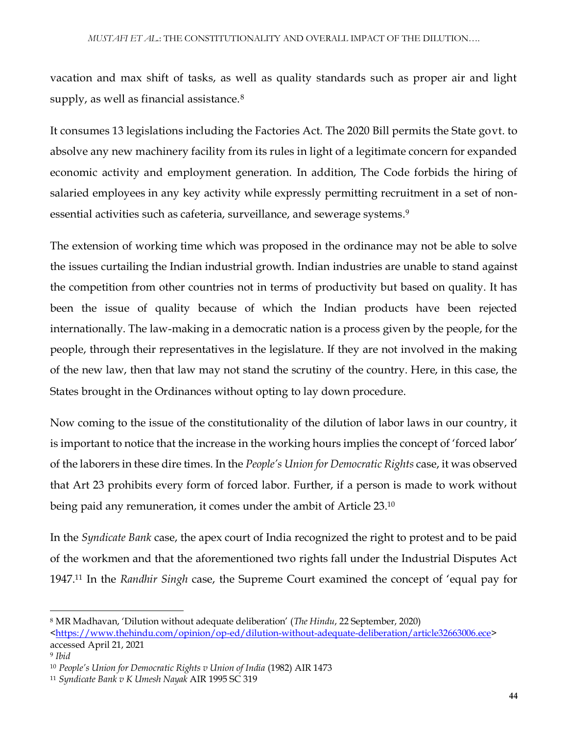vacation and max shift of tasks, as well as quality standards such as proper air and light supply, as well as financial assistance.[8]

It consumes 13 legislations including the Factories Act. The 2020 Bill permits the State govt. to absolve any new machinery facility from its rules in light of a legitimate concern for expanded economic activity and employment generation. In addition, The Code forbids the hiring of salaried employees in any key activity while expressly permitting recruitment in a set of non-essential activities such as cafeteria, surveillance, and sewerage systems.[9]

The extension of working time which was proposed in the ordinance may not be able to solve the issues curtailing the Indian industrial growth. Indian industries are unable to stand against the competition from other countries not in terms of productivity but based on quality. It has been the issue of quality because of which the Indian products have been rejected internationally. The law-making in a democratic nation is a process given by the people, for the people, through their representatives in the legislature. If they are not involved in the making of the new law, then that law may not stand the scrutiny of the country. Here, in this case, the States brought in the Ordinances without opting to lay down procedure.

Now coming to the issue of the constitutionality of the dilution of labor laws in our country, it is important to notice that the increase in the working hours implies the concept of 'forced labor' of the laborers in these dire times. In the *People's Union for Democratic Rights* case, it was observed that Art 23 prohibits every form of forced labor. Further, if a person is made to work without being paid any remuneration, it comes under the ambit of Article 23.[10]

In the *Syndicate Bank* case, the apex court of India recognized the right to protest and to be paid of the workmen and that the aforementioned two rights fall under the Industrial Disputes Act 1947.[11] In the *Randhir Singh* case, the Supreme Court examined the concept of 'equal pay for

---

[8] MR Madhavan, 'Dilution without adequate deliberation' (*The Hindu*, 22 September, 2020) <https://www.thehindu.com/opinion/op-ed/dilution-without-adequate-deliberation/article32663006.ece> accessed April 21, 2021

[9] *Ibid*

[10] *People's Union for Democratic Rights v Union of India* (1982) AIR 1473

[11] *Syndicate Bank v K Umesh Nayak* AIR 1995 SC 319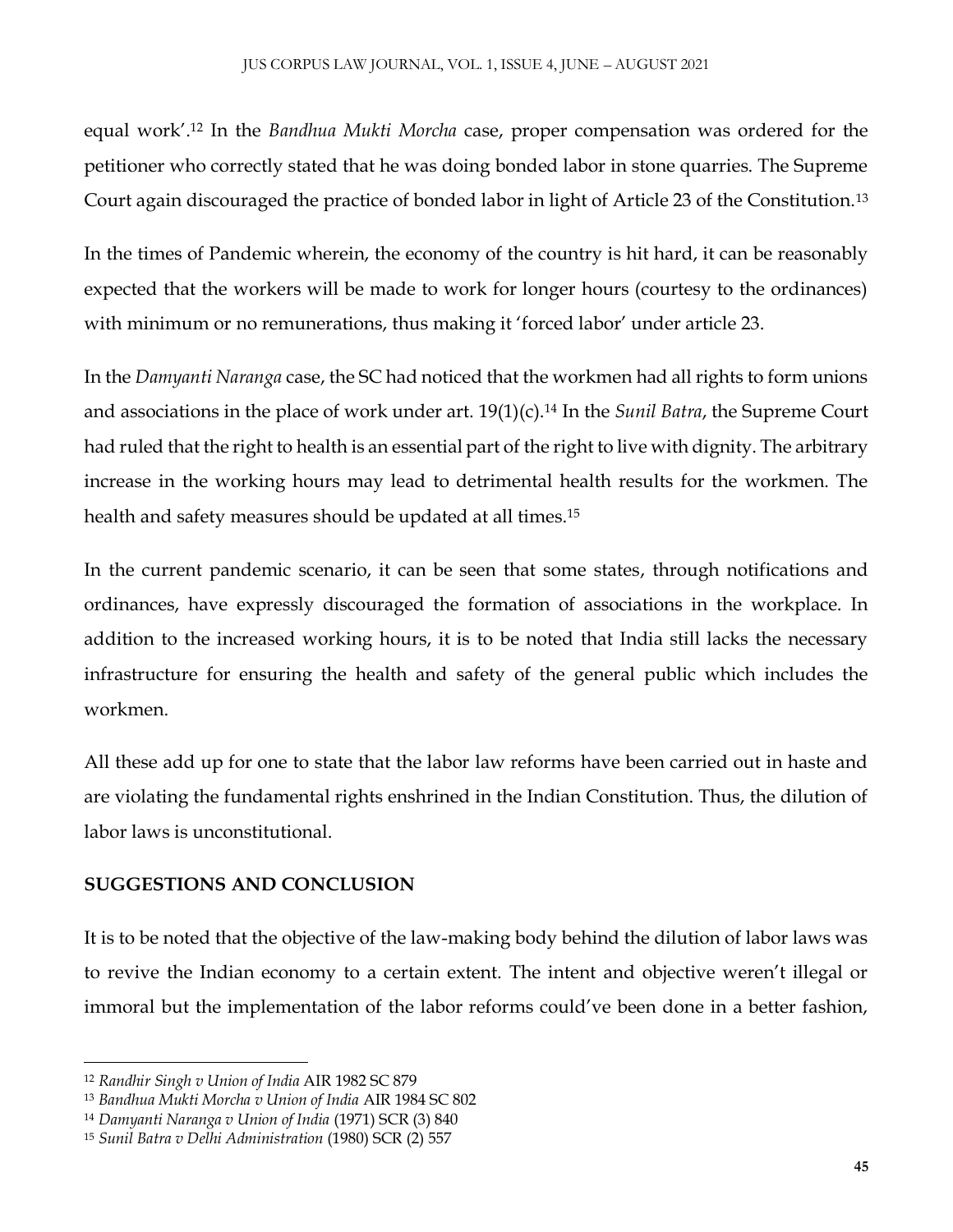equal work'.[12] In the *Bandhua Mukti Morcha* case, proper compensation was ordered for the petitioner who correctly stated that he was doing bonded labor in stone quarries. The Supreme Court again discouraged the practice of bonded labor in light of Article 23 of the Constitution.[13]

In the times of Pandemic wherein, the economy of the country is hit hard, it can be reasonably expected that the workers will be made to work for longer hours (courtesy to the ordinances) with minimum or no remunerations, thus making it 'forced labor' under article 23.

In the *Damyanti Naranga* case, the SC had noticed that the workmen had all rights to form unions and associations in the place of work under art. 19(1)(c).[14] In the *Sunil Batra*, the Supreme Court had ruled that the right to health is an essential part of the right to live with dignity. The arbitrary increase in the working hours may lead to detrimental health results for the workmen. The health and safety measures should be updated at all times.[15]

In the current pandemic scenario, it can be seen that some states, through notifications and ordinances, have expressly discouraged the formation of associations in the workplace. In addition to the increased working hours, it is to be noted that India still lacks the necessary infrastructure for ensuring the health and safety of the general public which includes the workmen.

All these add up for one to state that the labor law reforms have been carried out in haste and are violating the fundamental rights enshrined in the Indian Constitution. Thus, the dilution of labor laws is unconstitutional.

## SUGGESTIONS AND CONCLUSION

It is to be noted that the objective of the law-making body behind the dilution of labor laws was to revive the Indian economy to a certain extent. The intent and objective weren't illegal or immoral but the implementation of the labor reforms could've been done in a better fashion,

---

[12] *Randhir Singh v Union of India* AIR 1982 SC 879

[13] *Bandhua Mukti Morcha v Union of India* AIR 1984 SC 802

[14] *Damyanti Naranga v Union of India* (1971) SCR (3) 840

[15] *Sunil Batra v Delhi Administration* (1980) SCR (2) 557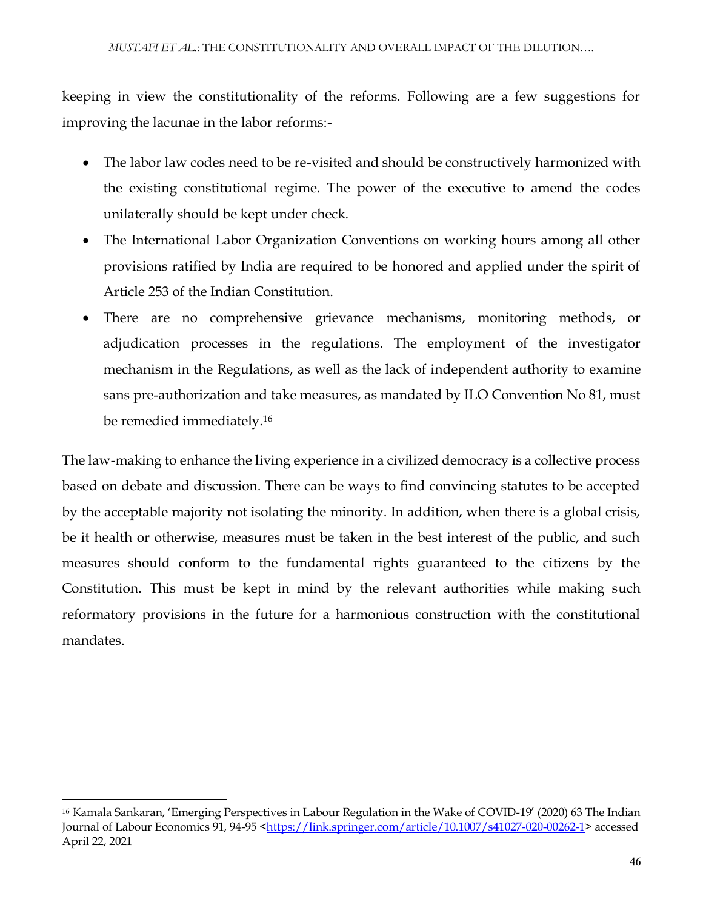keeping in view the constitutionality of the reforms. Following are a few suggestions for improving the lacunae in the labor reforms:-

- The labor law codes need to be re-visited and should be constructively harmonized with the existing constitutional regime. The power of the executive to amend the codes unilaterally should be kept under check.
- The International Labor Organization Conventions on working hours among all other provisions ratified by India are required to be honored and applied under the spirit of Article 253 of the Indian Constitution.
- There are no comprehensive grievance mechanisms, monitoring methods, or adjudication processes in the regulations. The employment of the investigator mechanism in the Regulations, as well as the lack of independent authority to examine sans pre-authorization and take measures, as mandated by ILO Convention No 81, must be remedied immediately.[16]

The law-making to enhance the living experience in a civilized democracy is a collective process based on debate and discussion. There can be ways to find convincing statutes to be accepted by the acceptable majority not isolating the minority. In addition, when there is a global crisis, be it health or otherwise, measures must be taken in the best interest of the public, and such measures should conform to the fundamental rights guaranteed to the citizens by the Constitution. This must be kept in mind by the relevant authorities while making such reformatory provisions in the future for a harmonious construction with the constitutional mandates.

---

[16] Kamala Sankaran, 'Emerging Perspectives in Labour Regulation in the Wake of COVID-19' (2020) 63 The Indian Journal of Labour Economics 91, 94-95 <https://link.springer.com/article/10.1007/s41027-020-00262-1> accessed April 22, 2021